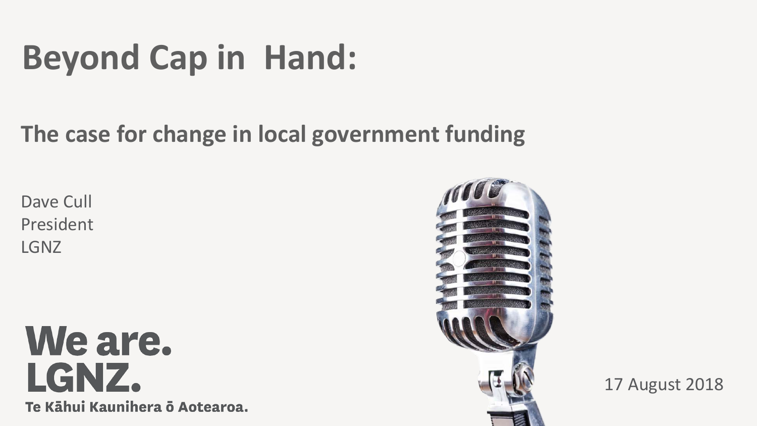# Beyond Cap in Hand:

## The case for change in local government funding

Dave Cull
President
LGNZ

We are.
LGNZ.
Te Kāhui Kaunihera ō Aotearoa.

17 August 2018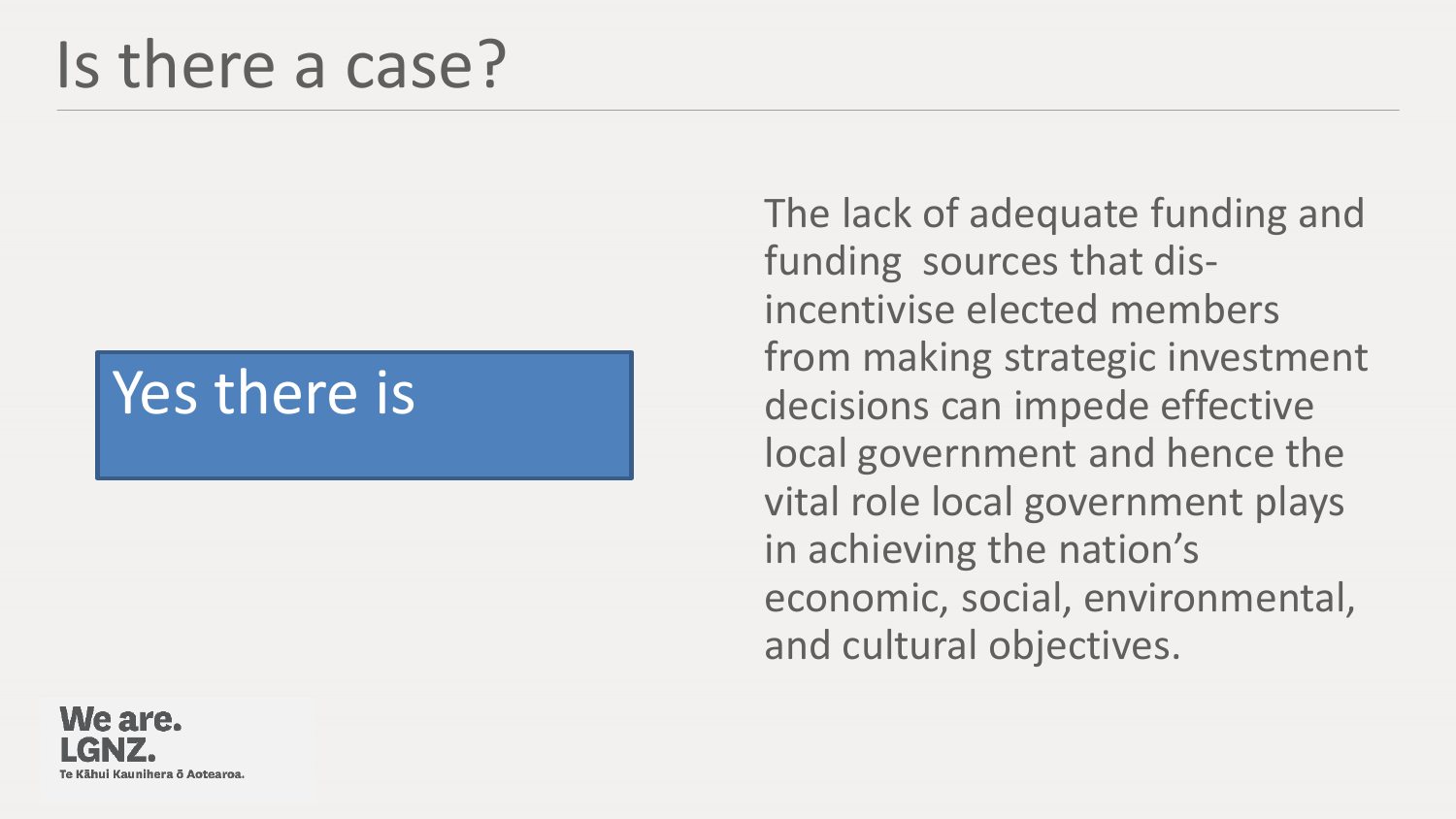# Is there a case?

Yes there is

The lack of adequate funding and funding sources that dis-incentivise elected members from making strategic investment decisions can impede effective local government and hence the vital role local government plays in achieving the nation's economic, social, environmental, and cultural objectives.

We are. LGNZ.
Te Kāhui Kaunihera ō Aotearoa.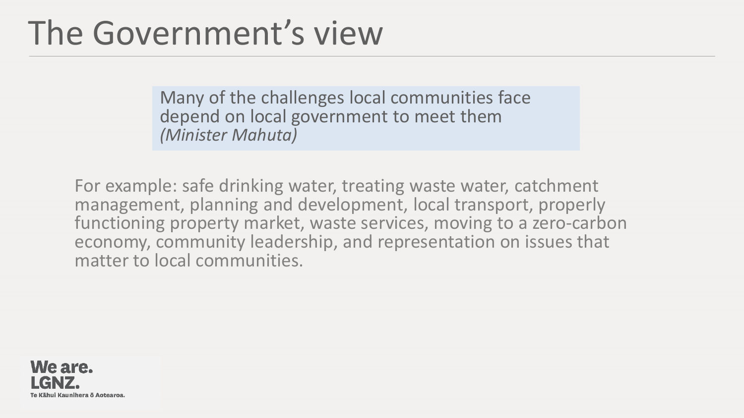# The Government's view

> Many of the challenges local communities face depend on local government to meet them
> *(Minister Mahuta)*

For example: safe drinking water, treating waste water, catchment management, planning and development, local transport, properly functioning property market, waste services, moving to a zero-carbon economy, community leadership, and representation on issues that matter to local communities.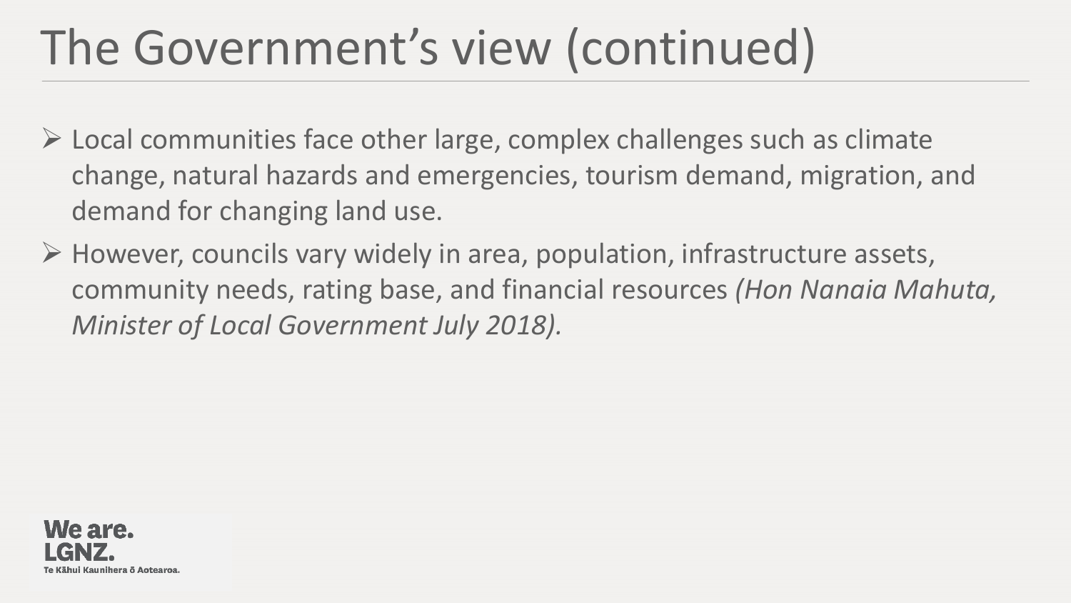# The Government's view (continued)

- Local communities face other large, complex challenges such as climate change, natural hazards and emergencies, tourism demand, migration, and demand for changing land use.
- However, councils vary widely in area, population, infrastructure assets, community needs, rating base, and financial resources *(Hon Nanaia Mahuta, Minister of Local Government July 2018).*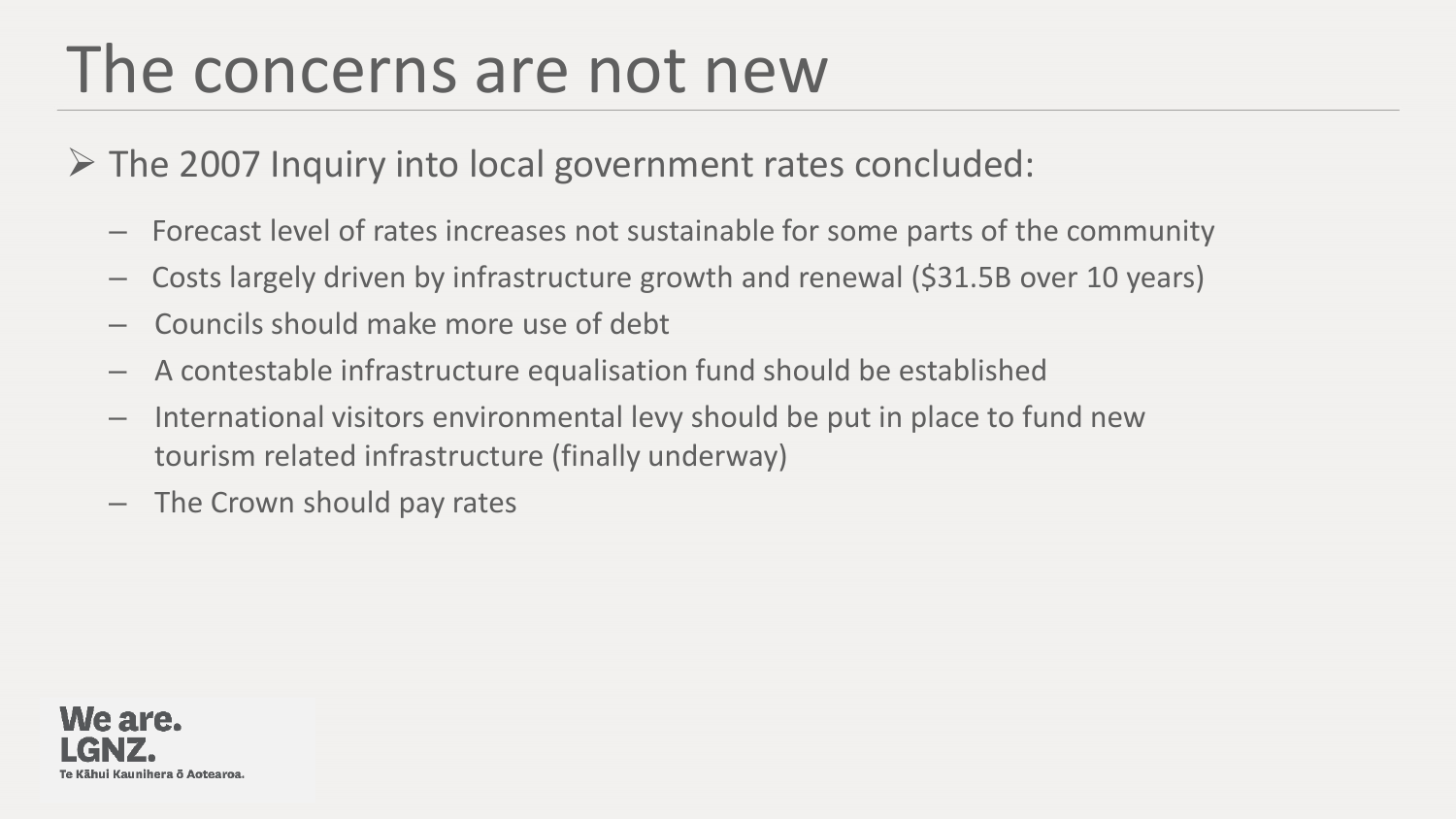# The concerns are not new

- The 2007 Inquiry into local government rates concluded:
  - Forecast level of rates increases not sustainable for some parts of the community
  - Costs largely driven by infrastructure growth and renewal ($31.5B over 10 years)
  - Councils should make more use of debt
  - A contestable infrastructure equalisation fund should be established
  - International visitors environmental levy should be put in place to fund new tourism related infrastructure (finally underway)
  - The Crown should pay rates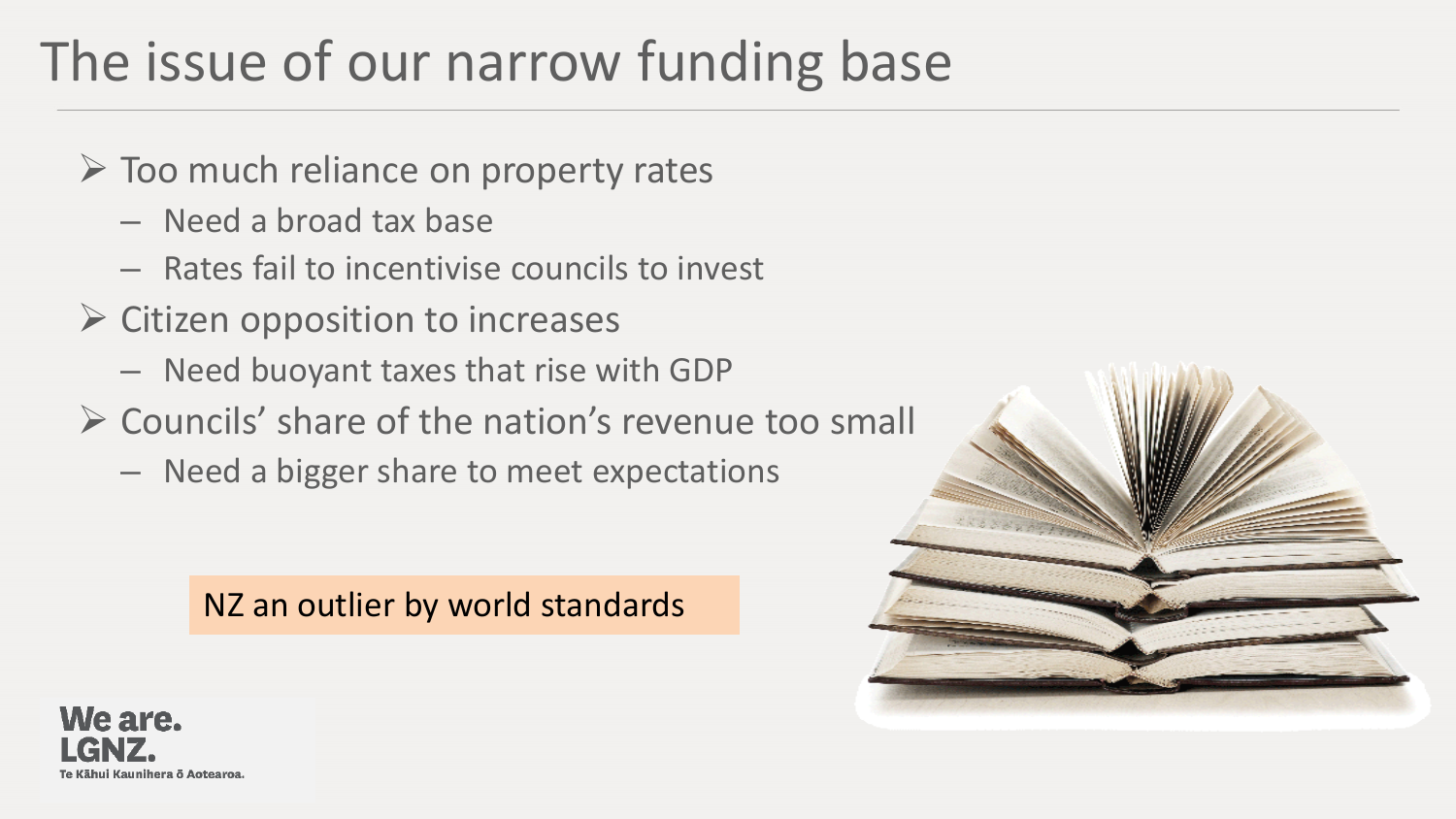# The issue of our narrow funding base

- Too much reliance on property rates
  - Need a broad tax base
  - Rates fail to incentivise councils to invest
- Citizen opposition to increases
  - Need buoyant taxes that rise with GDP
- Councils' share of the nation's revenue too small
  - Need a bigger share to meet expectations

NZ an outlier by world standards

We are.
LGNZ.
Te Kāhui Kaunihera ō Aotearoa.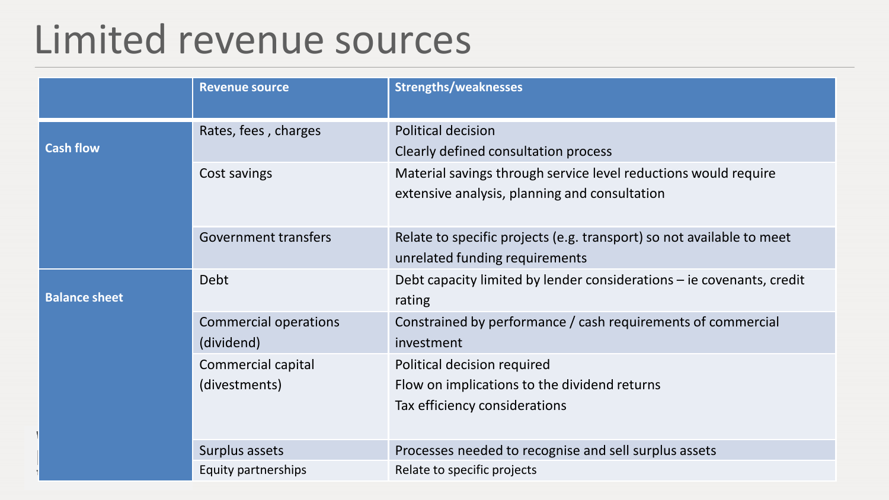# Limited revenue sources

| | Revenue source | Strengths/weaknesses |
|---|---|---|
| **Cash flow** | Rates, fees , charges | Political decision<br>Clearly defined consultation process |
| | Cost savings | Material savings through service level reductions would require extensive analysis, planning and consultation |
| | Government transfers | Relate to specific projects (e.g. transport) so not available to meet unrelated funding requirements |
| **Balance sheet** | Debt | Debt capacity limited by lender considerations – ie covenants, credit rating |
| | Commercial operations (dividend) | Constrained by performance / cash requirements of commercial investment |
| | Commercial capital (divestments) | Political decision required<br>Flow on implications to the dividend returns<br>Tax efficiency considerations |
| | Surplus assets | Processes needed to recognise and sell surplus assets |
| | Equity partnerships | Relate to specific projects |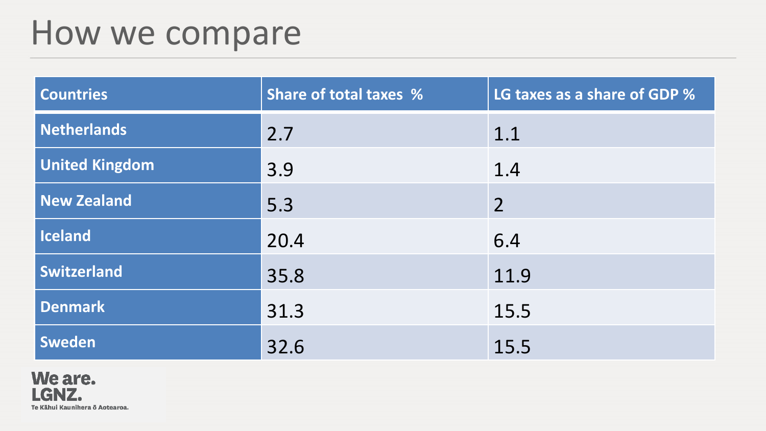# How we compare

| Countries | Share of total taxes % | LG taxes as a share of GDP % |
|---|---|---|
| Netherlands | 2.7 | 1.1 |
| United Kingdom | 3.9 | 1.4 |
| New Zealand | 5.3 | 2 |
| Iceland | 20.4 | 6.4 |
| Switzerland | 35.8 | 11.9 |
| Denmark | 31.3 | 15.5 |
| Sweden | 32.6 | 15.5 |

We are. LGNZ.
Te Kāhui Kaunihera ō Aotearoa.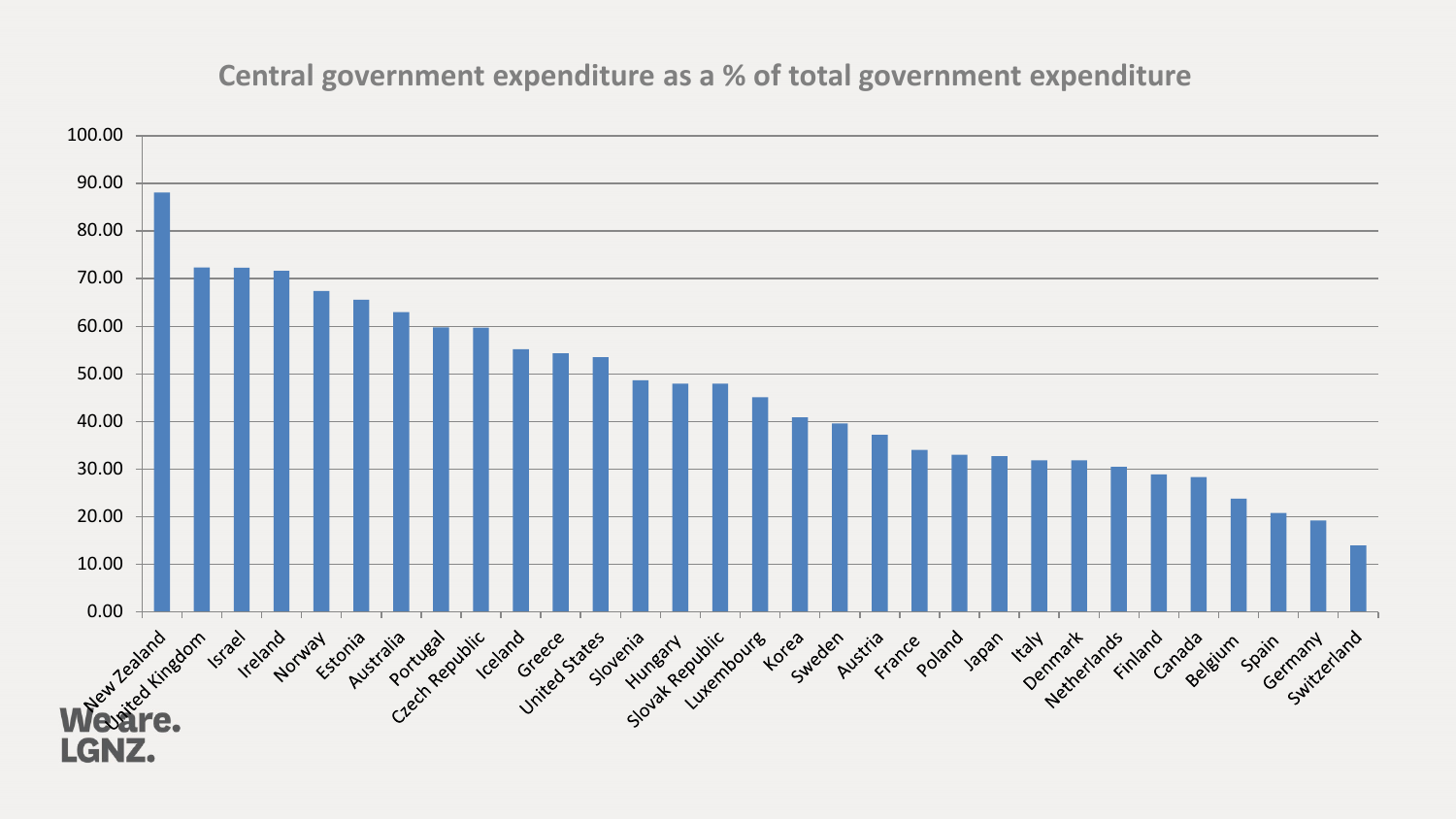## Central government expenditure as a % of total government expenditure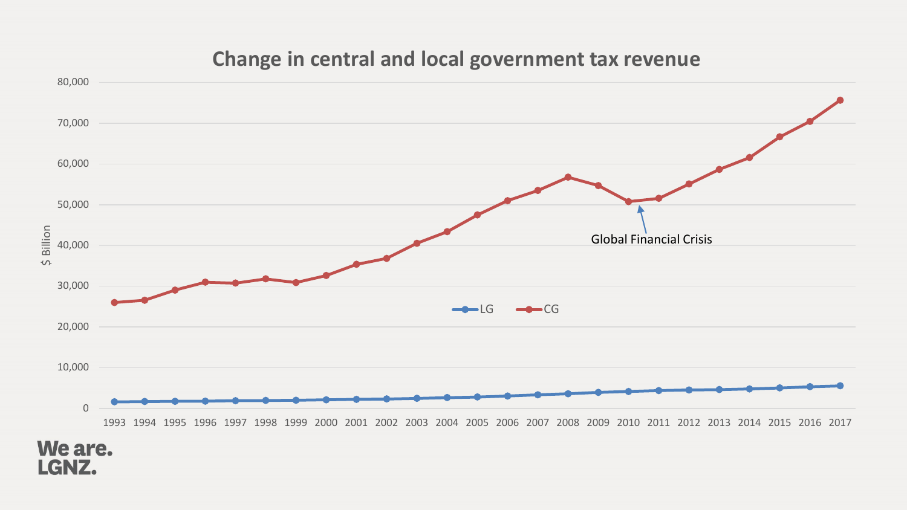## Change in central and local government tax revenue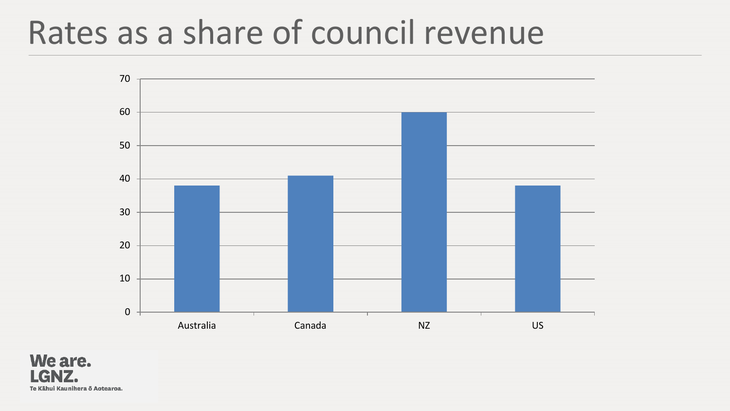# Rates as a share of council revenue

| Country | Value |
|---|---|
| Australia | 38 |
| Canada | 41 |
| NZ | 60 |
| US | 38 |

We are. LGNZ.
Te Kāhui Kaunihera ō Aotearoa.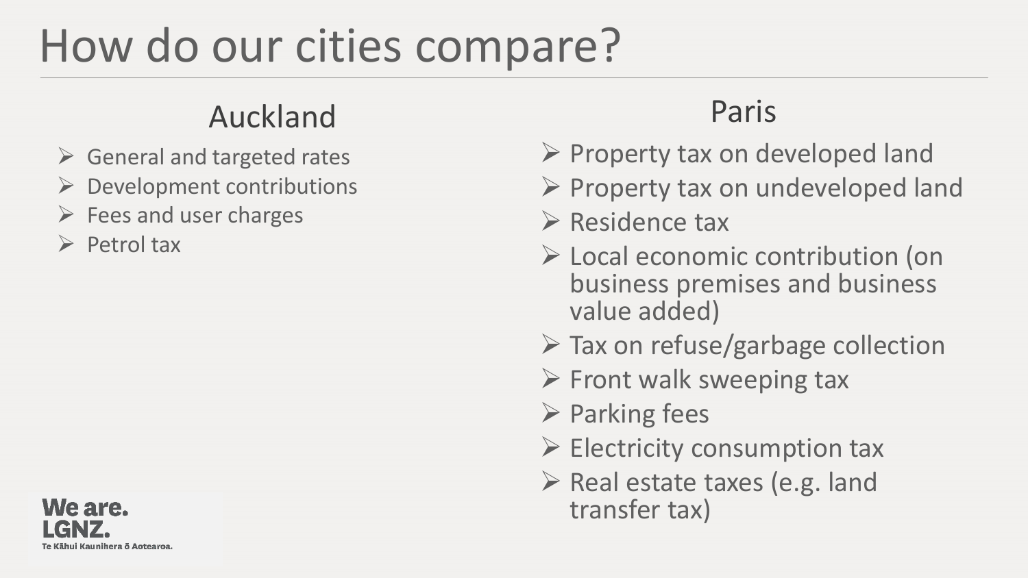# How do our cities compare?

## Auckland

- General and targeted rates
- Development contributions
- Fees and user charges
- Petrol tax

## Paris

- Property tax on developed land
- Property tax on undeveloped land
- Residence tax
- Local economic contribution (on business premises and business value added)
- Tax on refuse/garbage collection
- Front walk sweeping tax
- Parking fees
- Electricity consumption tax
- Real estate taxes (e.g. land transfer tax)

We are. LGNZ.
Te Kāhui Kaunihera ō Aotearoa.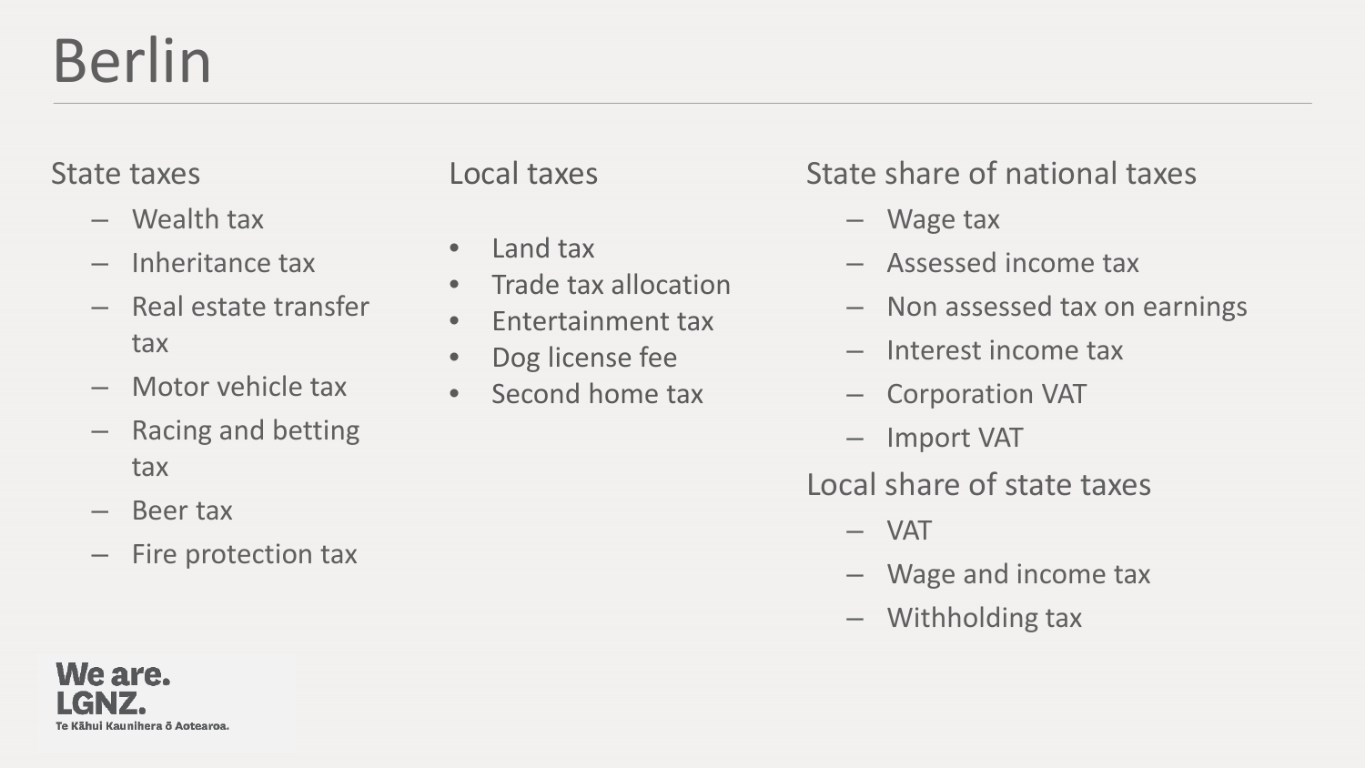# Berlin

## State taxes

- Wealth tax
- Inheritance tax
- Real estate transfer tax
- Motor vehicle tax
- Racing and betting tax
- Beer tax
- Fire protection tax

## Local taxes

- Land tax
- Trade tax allocation
- Entertainment tax
- Dog license fee
- Second home tax

## State share of national taxes

- Wage tax
- Assessed income tax
- Non assessed tax on earnings
- Interest income tax
- Corporation VAT
- Import VAT

## Local share of state taxes

- VAT
- Wage and income tax
- Withholding tax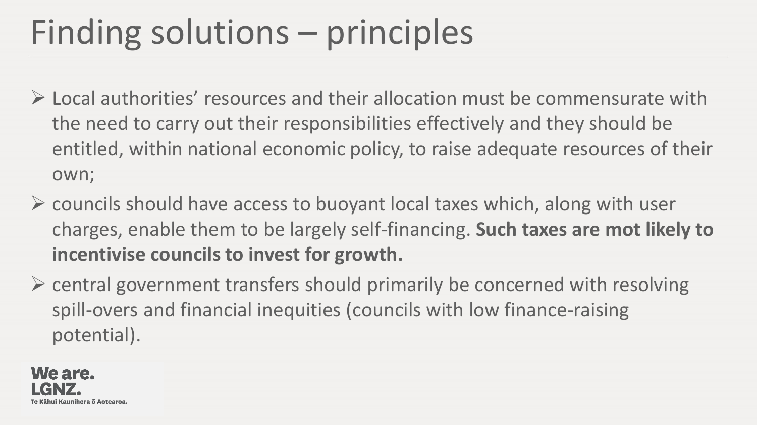# Finding solutions – principles

- Local authorities' resources and their allocation must be commensurate with the need to carry out their responsibilities effectively and they should be entitled, within national economic policy, to raise adequate resources of their own;
- councils should have access to buoyant local taxes which, along with user charges, enable them to be largely self-financing. **Such taxes are mot likely to incentivise councils to invest for growth.**
- central government transfers should primarily be concerned with resolving spill-overs and financial inequities (councils with low finance-raising potential).

We are.
LGNZ.
Te Kāhui Kaunihera ō Aotearoa.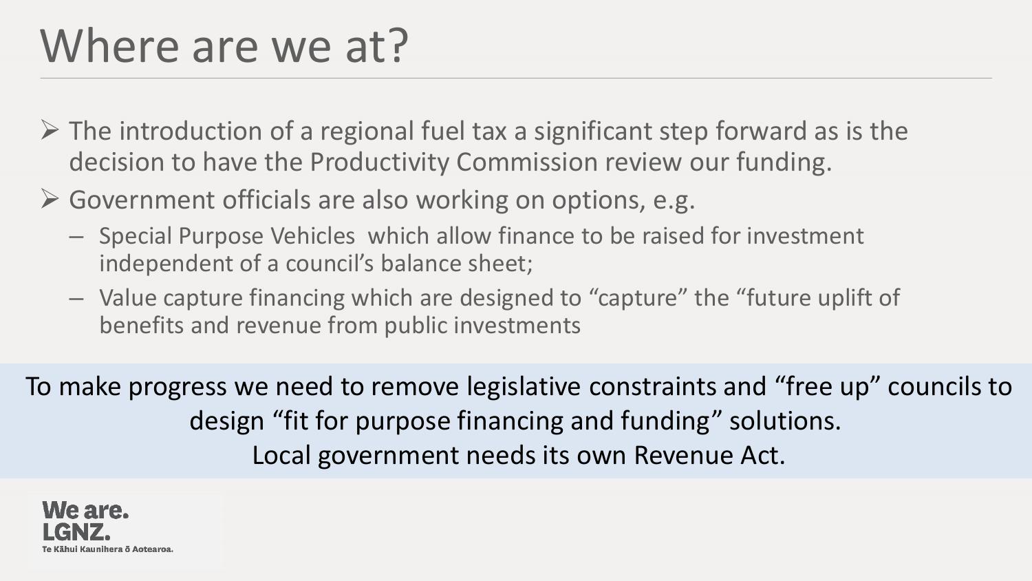# Where are we at?

- The introduction of a regional fuel tax a significant step forward as is the decision to have the Productivity Commission review our funding.
- Government officials are also working on options, e.g.
  - Special Purpose Vehicles which allow finance to be raised for investment independent of a council's balance sheet;
  - Value capture financing which are designed to "capture" the "future uplift of benefits and revenue from public investments

To make progress we need to remove legislative constraints and "free up" councils to design "fit for purpose financing and funding" solutions.
Local government needs its own Revenue Act.

We are.
LGNZ.
Te Kāhui Kaunihera ō Aotearoa.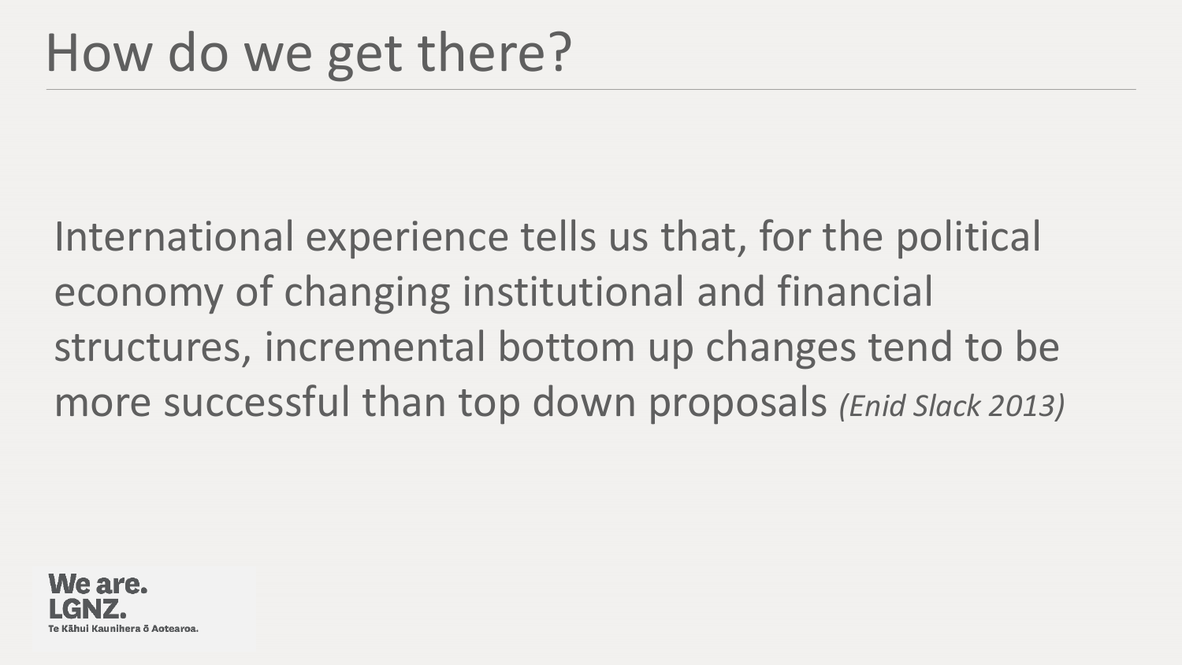# How do we get there?

International experience tells us that, for the political economy of changing institutional and financial structures, incremental bottom up changes tend to be more successful than top down proposals *(Enid Slack 2013)*

We are.
LGNZ.
Te Kāhui Kaunihera ō Aotearoa.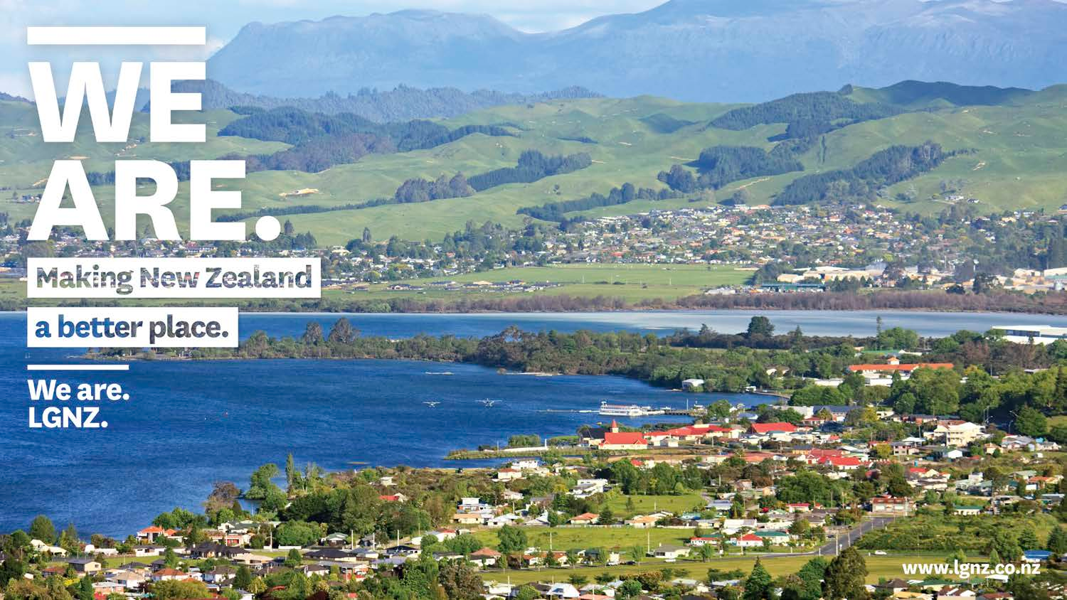# WE ARE.

Making New Zealand a better place.

We are. LGNZ.

www.lgnz.co.nz